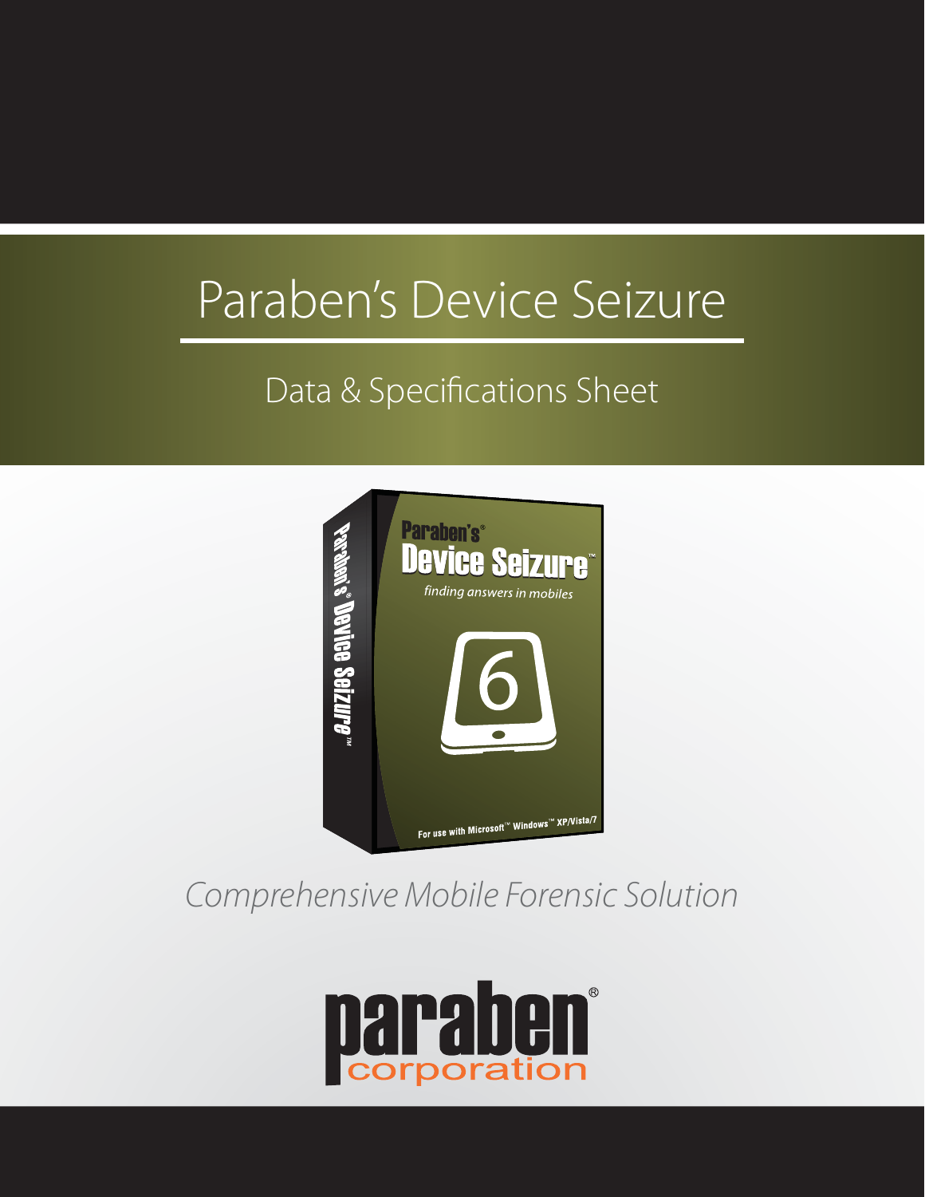# Paraben's Device Seizure

## Data & Specifications Sheet

*Comprehensive Mobile Forensic Solution*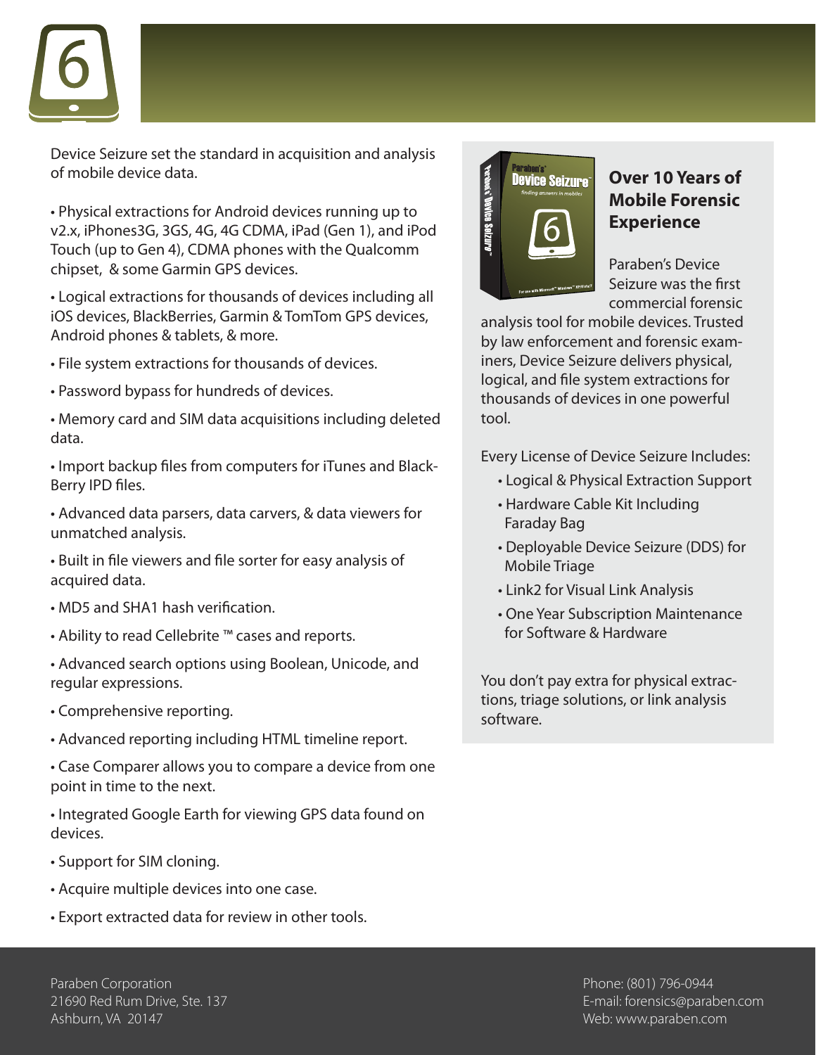Device Seizure set the standard in acquisition and analysis of mobile device data.

- Physical extractions for Android devices running up to v2.x, iPhones3G, 3GS, 4G, 4G CDMA, iPad (Gen 1), and iPod Touch (up to Gen 4), CDMA phones with the Qualcomm chipset, & some Garmin GPS devices.
- Logical extractions for thousands of devices including all iOS devices, BlackBerries, Garmin & TomTom GPS devices, Android phones & tablets, & more.
- File system extractions for thousands of devices.
- Password bypass for hundreds of devices.
- Memory card and SIM data acquisitions including deleted data.
- Import backup files from computers for iTunes and BlackBerry IPD files.
- Advanced data parsers, data carvers, & data viewers for unmatched analysis.
- Built in file viewers and file sorter for easy analysis of acquired data.
- MD5 and SHA1 hash verification.
- Ability to read Cellebrite ™ cases and reports.
- Advanced search options using Boolean, Unicode, and regular expressions.
- Comprehensive reporting.
- Advanced reporting including HTML timeline report.
- Case Comparer allows you to compare a device from one point in time to the next.
- Integrated Google Earth for viewing GPS data found on devices.
- Support for SIM cloning.
- Acquire multiple devices into one case.
- Export extracted data for review in other tools.

## Over 10 Years of Mobile Forensic Experience

Paraben's Device Seizure was the first commercial forensic analysis tool for mobile devices. Trusted by law enforcement and forensic examiners, Device Seizure delivers physical, logical, and file system extractions for thousands of devices in one powerful tool.

Every License of Device Seizure Includes:

- Logical & Physical Extraction Support
- Hardware Cable Kit Including Faraday Bag
- Deployable Device Seizure (DDS) for Mobile Triage
- Link2 for Visual Link Analysis
- One Year Subscription Maintenance for Software & Hardware

You don't pay extra for physical extractions, triage solutions, or link analysis software.

Paraben Corporation
21690 Red Rum Drive, Ste. 137
Ashburn, VA 20147

Phone: (801) 796-0944
E-mail: forensics@paraben.com
Web: www.paraben.com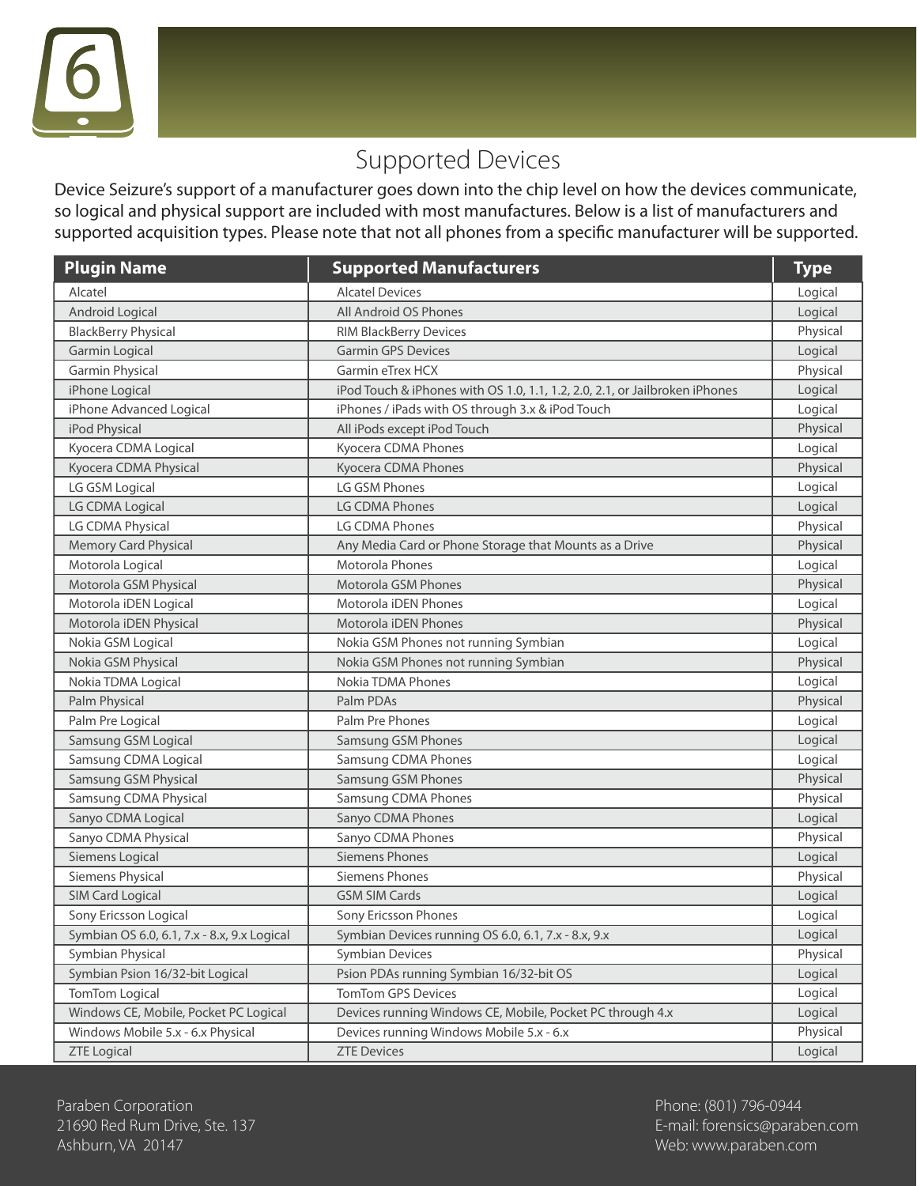## Supported Devices

Device Seizure's support of a manufacturer goes down into the chip level on how the devices communicate, so logical and physical support are included with most manufactures. Below is a list of manufacturers and supported acquisition types. Please note that not all phones from a specific manufacturer will be supported.

| Plugin Name | Supported Manufacturers | Type |
|---|---|---|
| Alcatel | Alcatel Devices | Logical |
| Android Logical | All Android OS Phones | Logical |
| BlackBerry Physical | RIM BlackBerry Devices | Physical |
| Garmin Logical | Garmin GPS Devices | Logical |
| Garmin Physical | Garmin eTrex HCX | Physical |
| iPhone Logical | iPod Touch & iPhones with OS 1.0, 1.1, 1.2, 2.0, 2.1, or Jailbroken iPhones | Logical |
| iPhone Advanced Logical | iPhones / iPads with OS through 3.x & iPod Touch | Logical |
| iPod Physical | All iPods except iPod Touch | Physical |
| Kyocera CDMA Logical | Kyocera CDMA Phones | Logical |
| Kyocera CDMA Physical | Kyocera CDMA Phones | Physical |
| LG GSM Logical | LG GSM Phones | Logical |
| LG CDMA Logical | LG CDMA Phones | Logical |
| LG CDMA Physical | LG CDMA Phones | Physical |
| Memory Card Physical | Any Media Card or Phone Storage that Mounts as a Drive | Physical |
| Motorola Logical | Motorola Phones | Logical |
| Motorola GSM Physical | Motorola GSM Phones | Physical |
| Motorola iDEN Logical | Motorola iDEN Phones | Logical |
| Motorola iDEN Physical | Motorola iDEN Phones | Physical |
| Nokia GSM Logical | Nokia GSM Phones not running Symbian | Logical |
| Nokia GSM Physical | Nokia GSM Phones not running Symbian | Physical |
| Nokia TDMA Logical | Nokia TDMA Phones | Logical |
| Palm Physical | Palm PDAs | Physical |
| Palm Pre Logical | Palm Pre Phones | Logical |
| Samsung GSM Logical | Samsung GSM Phones | Logical |
| Samsung CDMA Logical | Samsung CDMA Phones | Logical |
| Samsung GSM Physical | Samsung GSM Phones | Physical |
| Samsung CDMA Physical | Samsung CDMA Phones | Physical |
| Sanyo CDMA Logical | Sanyo CDMA Phones | Logical |
| Sanyo CDMA Physical | Sanyo CDMA Phones | Physical |
| Siemens Logical | Siemens Phones | Logical |
| Siemens Physical | Siemens Phones | Physical |
| SIM Card Logical | GSM SIM Cards | Logical |
| Sony Ericsson Logical | Sony Ericsson Phones | Logical |
| Symbian OS 6.0, 6.1, 7.x - 8.x, 9.x Logical | Symbian Devices running OS 6.0, 6.1, 7.x - 8.x, 9.x | Logical |
| Symbian Physical | Symbian Devices | Physical |
| Symbian Psion 16/32-bit Logical | Psion PDAs running Symbian 16/32-bit OS | Logical |
| TomTom Logical | TomTom GPS Devices | Logical |
| Windows CE, Mobile, Pocket PC Logical | Devices running Windows CE, Mobile, Pocket PC through 4.x | Logical |
| Windows Mobile 5.x - 6.x Physical | Devices running Windows Mobile 5.x - 6.x | Physical |
| ZTE Logical | ZTE Devices | Logical |

Paraben Corporation
21690 Red Rum Drive, Ste. 137
Ashburn, VA 20147

Phone: (801) 796-0944
E-mail: forensics@paraben.com
Web: www.paraben.com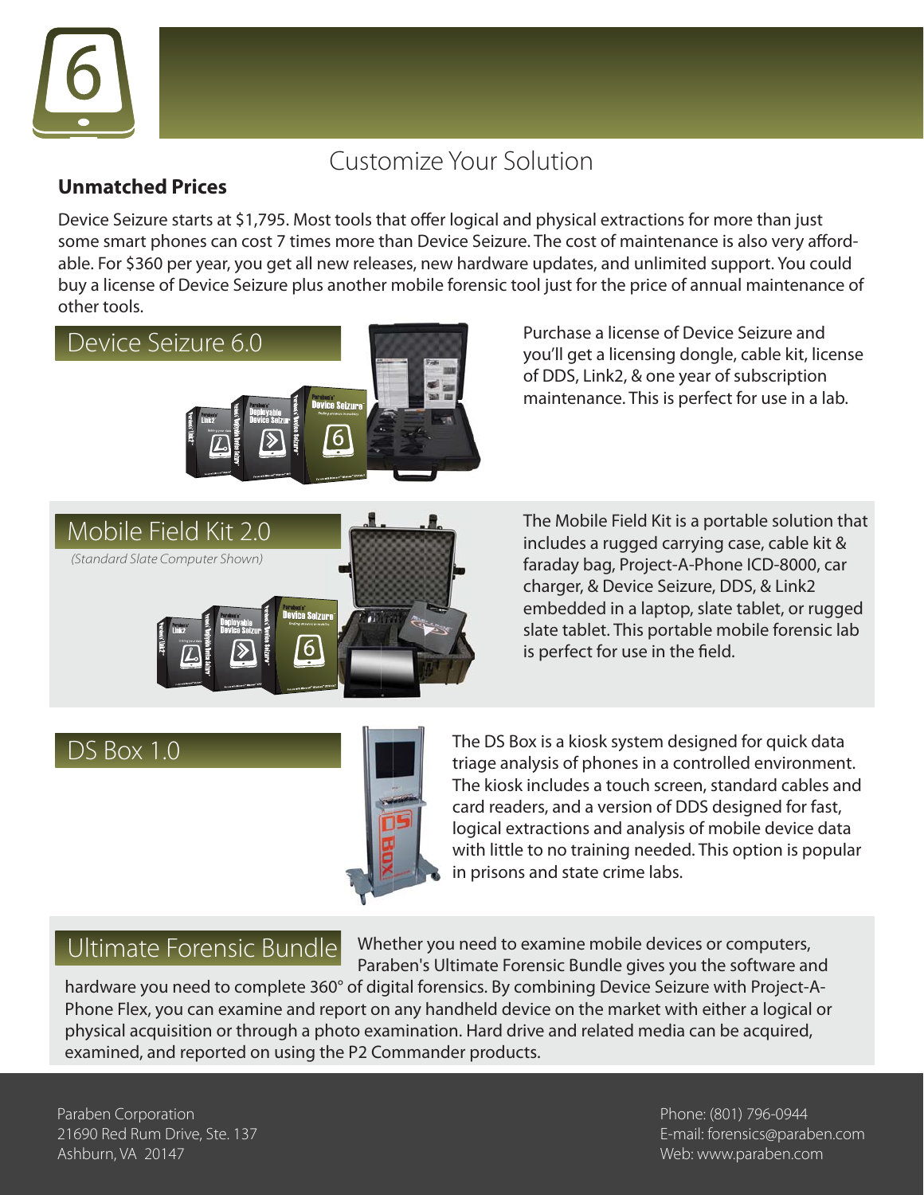# Customize Your Solution

**Unmatched Prices**

Device Seizure starts at $1,795. Most tools that offer logical and physical extractions for more than just some smart phones can cost 7 times more than Device Seizure. The cost of maintenance is also very affordable. For $360 per year, you get all new releases, new hardware updates, and unlimited support. You could buy a license of Device Seizure plus another mobile forensic tool just for the price of annual maintenance of other tools.

## Device Seizure 6.0

Purchase a license of Device Seizure and you'll get a licensing dongle, cable kit, license of DDS, Link2, & one year of subscription maintenance. This is perfect for use in a lab.

## Mobile Field Kit 2.0

*(Standard Slate Computer Shown)*

The Mobile Field Kit is a portable solution that includes a rugged carrying case, cable kit & faraday bag, Project-A-Phone ICD-8000, car charger, & Device Seizure, DDS, & Link2 embedded in a laptop, slate tablet, or rugged slate tablet. This portable mobile forensic lab is perfect for use in the field.

## DS Box 1.0

The DS Box is a kiosk system designed for quick data triage analysis of phones in a controlled environment. The kiosk includes a touch screen, standard cables and card readers, and a version of DDS designed for fast, logical extractions and analysis of mobile device data with little to no training needed. This option is popular in prisons and state crime labs.

## Ultimate Forensic Bundle

Whether you need to examine mobile devices or computers, Paraben's Ultimate Forensic Bundle gives you the software and hardware you need to complete 360° of digital forensics. By combining Device Seizure with Project-A-Phone Flex, you can examine and report on any handheld device on the market with either a logical or physical acquisition or through a photo examination. Hard drive and related media can be acquired, examined, and reported on using the P2 Commander products.

Paraben Corporation
21690 Red Rum Drive, Ste. 137
Ashburn, VA 20147

Phone: (801) 796-0944
E-mail: forensics@paraben.com
Web: www.paraben.com